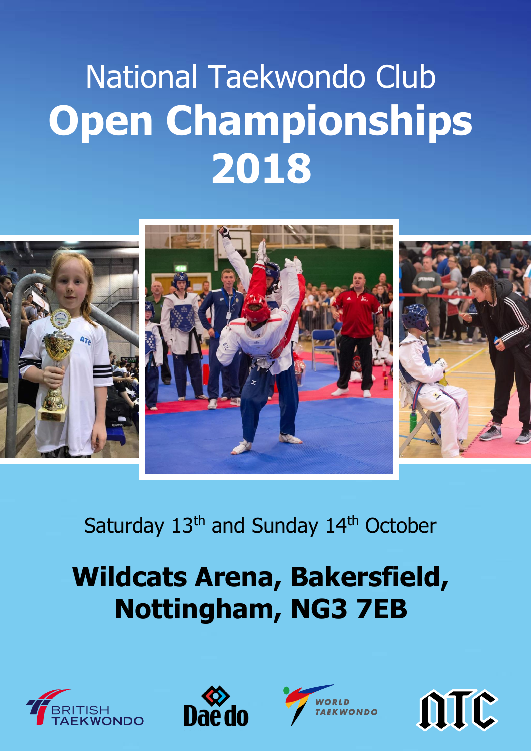# National Taekwondo Club Open Championships 2018

Saturday 13th and Sunday 14th October

**Wildcats Arena, Bakersfield, Nottingham, NG3 7EB**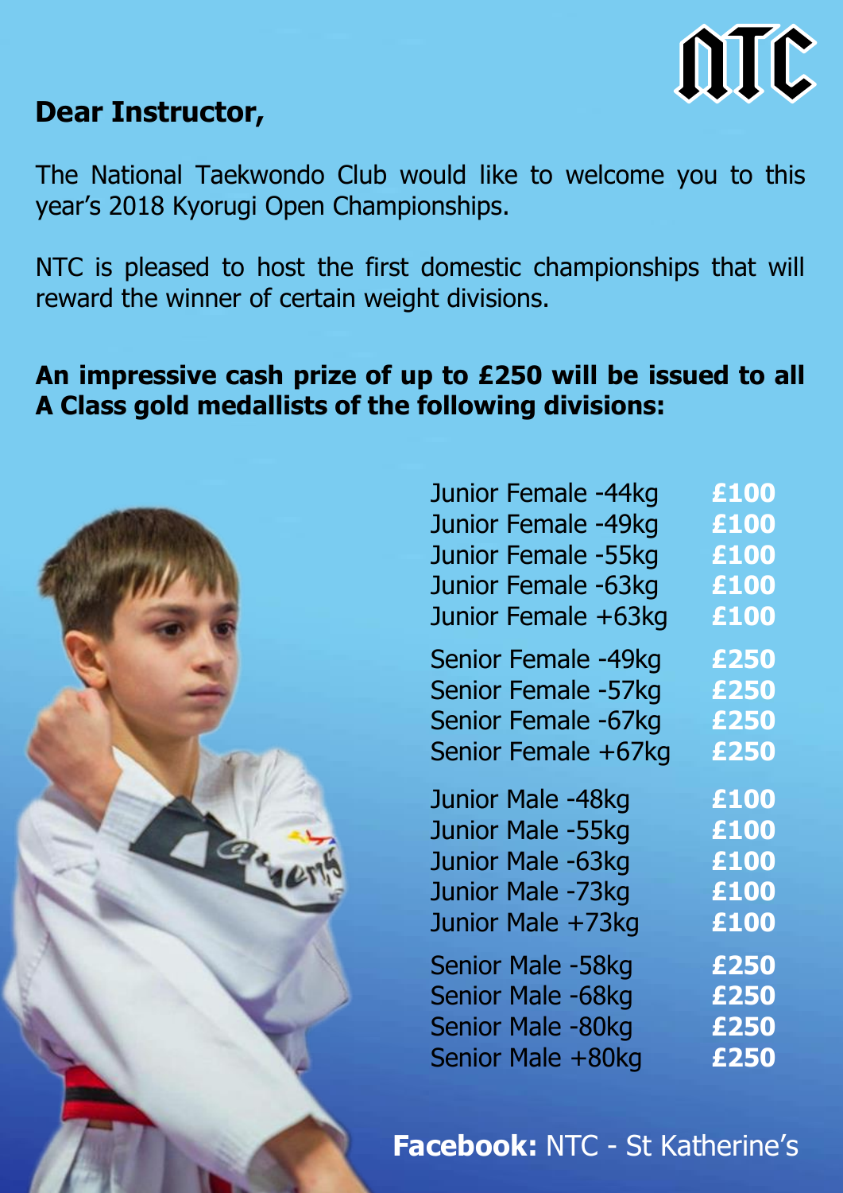NTC

**Dear Instructor,**

The National Taekwondo Club would like to welcome you to this year's 2018 Kyorugi Open Championships.

NTC is pleased to host the first domestic championships that will reward the winner of certain weight divisions.

**An impressive cash prize of up to £250 will be issued to all A Class gold medallists of the following divisions:**

| Division | Prize |
|---|---|
| Junior Female -44kg | **£100** |
| Junior Female -49kg | **£100** |
| Junior Female -55kg | **£100** |
| Junior Female -63kg | **£100** |
| Junior Female +63kg | **£100** |
| Senior Female -49kg | **£250** |
| Senior Female -57kg | **£250** |
| Senior Female -67kg | **£250** |
| Senior Female +67kg | **£250** |
| Junior Male -48kg | **£100** |
| Junior Male -55kg | **£100** |
| Junior Male -63kg | **£100** |
| Junior Male -73kg | **£100** |
| Junior Male +73kg | **£100** |
| Senior Male -58kg | **£250** |
| Senior Male -68kg | **£250** |
| Senior Male -80kg | **£250** |
| Senior Male +80kg | **£250** |

**Facebook:** NTC - St Katherine's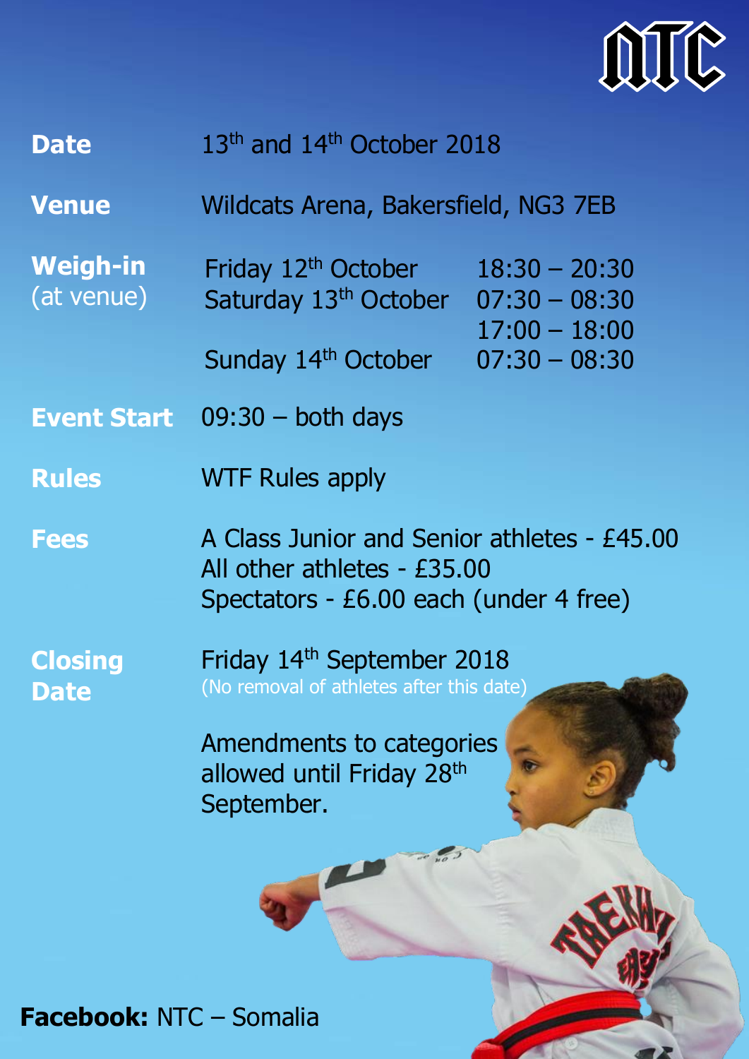# NTC

| | |
|---|---|
| **Date** | 13th and 14th October 2018 |
| **Venue** | Wildcats Arena, Bakersfield, NG3 7EB |
| **Weigh-in** (at venue) | Friday 12th October 18:30 – 20:30<br>Saturday 13th October 07:30 – 08:30<br>17:00 – 18:00<br>Sunday 14th October 07:30 – 08:30 |
| **Event Start** | 09:30 – both days |
| **Rules** | WTF Rules apply |
| **Fees** | A Class Junior and Senior athletes - £45.00<br>All other athletes - £35.00<br>Spectators - £6.00 each (under 4 free) |
| **Closing Date** | Friday 14th September 2018<br>(No removal of athletes after this date) |

Amendments to categories allowed until Friday 28th September.

**Facebook:** NTC – Somalia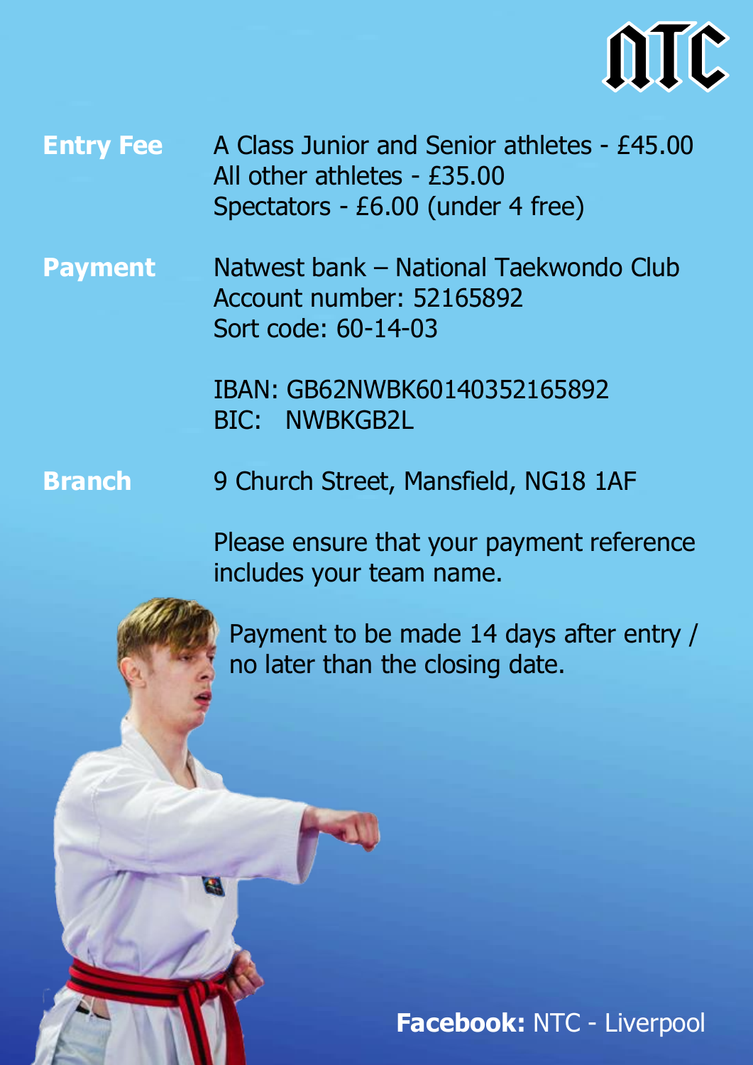NTC

**Entry Fee**

A Class Junior and Senior athletes - £45.00
All other athletes - £35.00
Spectators - £6.00 (under 4 free)

**Payment**

Natwest bank – National Taekwondo Club
Account number: 52165892
Sort code: 60-14-03

IBAN: GB62NWBK60140352165892
BIC: NWBKGB2L

**Branch**

9 Church Street, Mansfield, NG18 1AF

Please ensure that your payment reference includes your team name.

Payment to be made 14 days after entry / no later than the closing date.

**Facebook:** NTC - Liverpool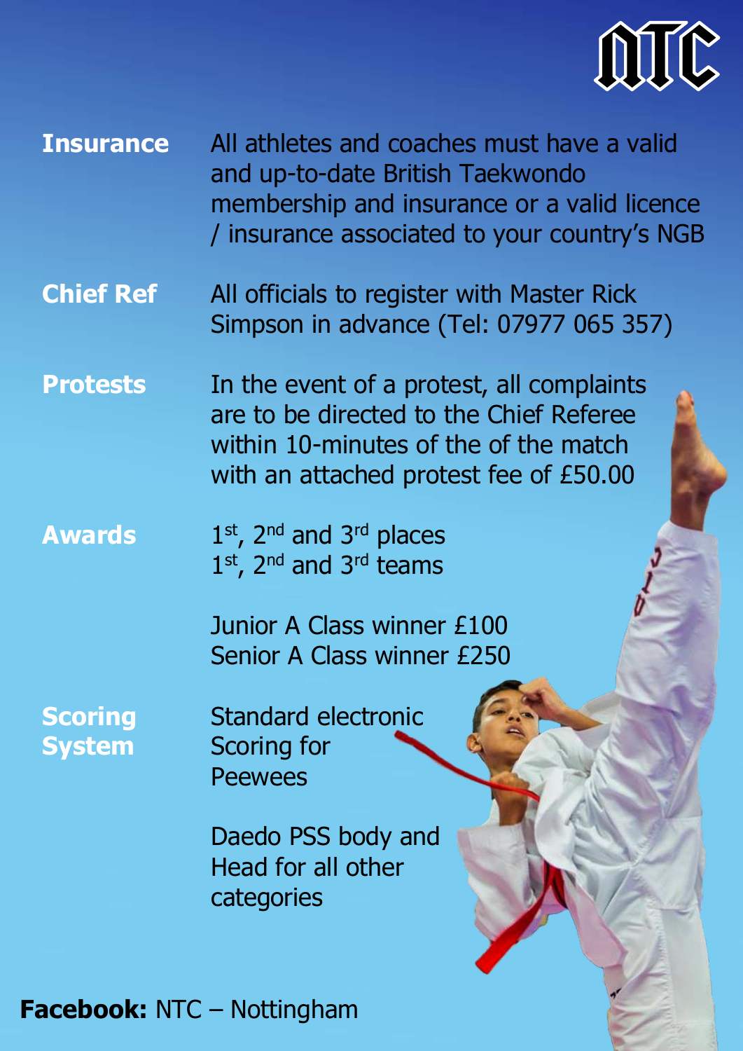NTC

**Insurance**
All athletes and coaches must have a valid and up-to-date British Taekwondo membership and insurance or a valid licence / insurance associated to your country's NGB

**Chief Ref**
All officials to register with Master Rick Simpson in advance (Tel: 07977 065 357)

**Protests**
In the event of a protest, all complaints are to be directed to the Chief Referee within 10-minutes of the of the match with an attached protest fee of £50.00

**Awards**
1st, 2nd and 3rd places
1st, 2nd and 3rd teams

Junior A Class winner £100
Senior A Class winner £250

**Scoring System**
Standard electronic Scoring for Peewees

Daedo PSS body and Head for all other categories

**Facebook:** NTC – Nottingham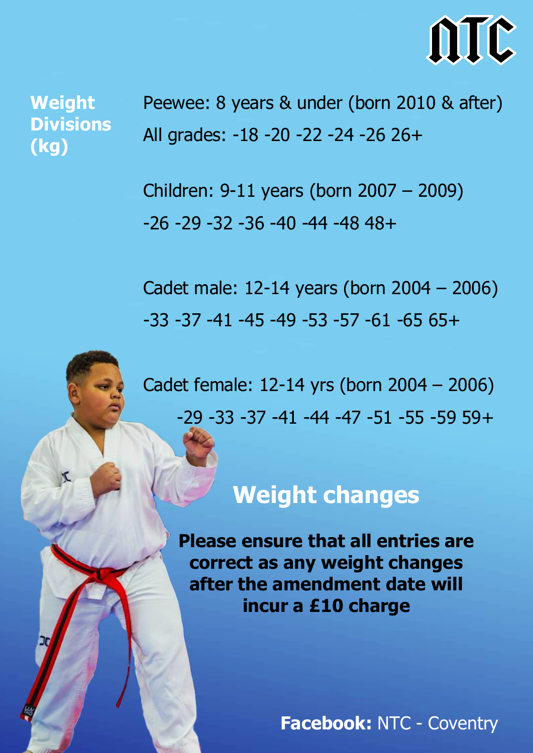**Weight Divisions (kg)**

Peewee: 8 years & under (born 2010 & after)

All grades: -18 -20 -22 -24 -26 26+

Children: 9-11 years (born 2007 – 2009)

-26 -29 -32 -36 -40 -44 -48 48+

Cadet male: 12-14 years (born 2004 – 2006)

-33 -37 -41 -45 -49 -53 -57 -61 -65 65+

Cadet female: 12-14 yrs (born 2004 – 2006)

-29 -33 -37 -41 -44 -47 -51 -55 -59 59+

## Weight changes

**Please ensure that all entries are correct as any weight changes after the amendment date will incur a £10 charge**

**Facebook:** NTC - Coventry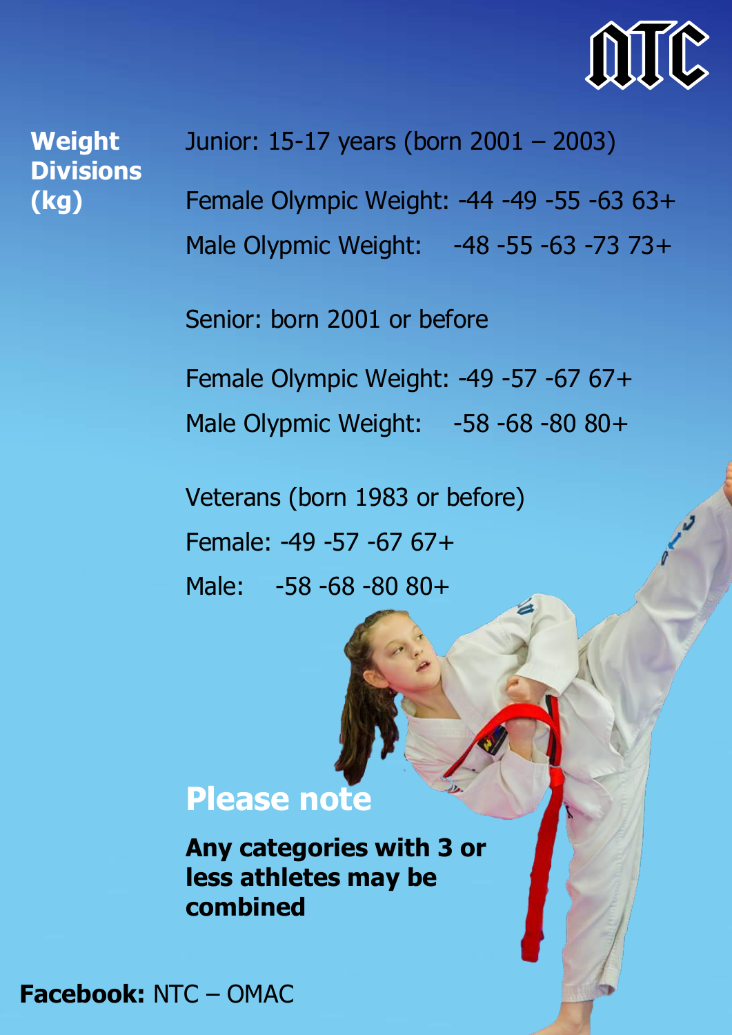NTC

## Weight Divisions (kg)

Junior: 15-17 years (born 2001 – 2003)

Female Olympic Weight: -44 -49 -55 -63 63+

Male Olypmic Weight: -48 -55 -63 -73 73+

Senior: born 2001 or before

Female Olympic Weight: -49 -57 -67 67+

Male Olypmic Weight: -58 -68 -80 80+

Veterans (born 1983 or before)

Female: -49 -57 -67 67+

Male: -58 -68 -80 80+

## Please note

**Any categories with 3 or less athletes may be combined**

**Facebook:** NTC – OMAC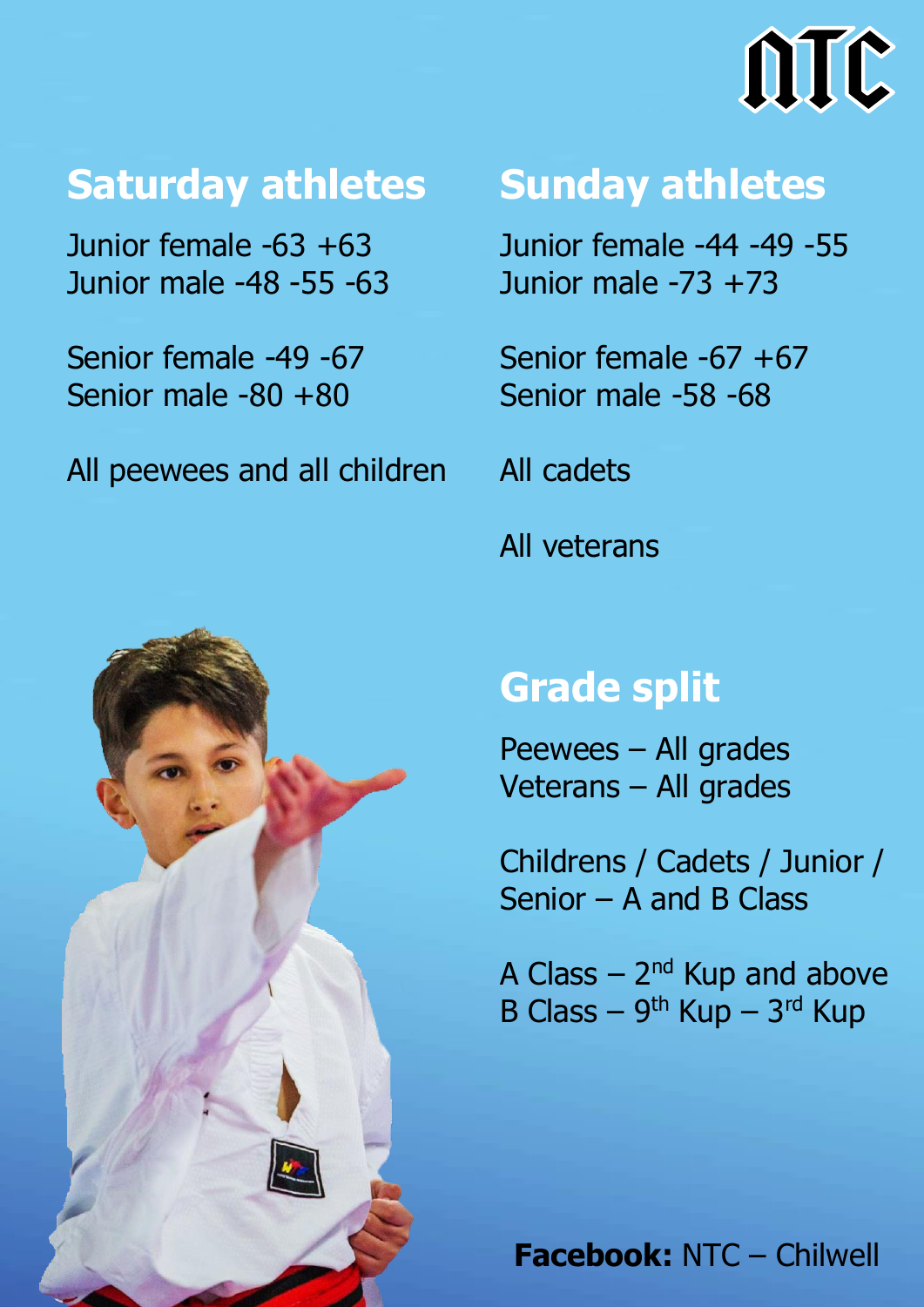NTC

## Saturday athletes

Junior female -63 +63
Junior male -48 -55 -63

Senior female -49 -67
Senior male -80 +80

All peewees and all children

## Sunday athletes

Junior female -44 -49 -55
Junior male -73 +73

Senior female -67 +67
Senior male -58 -68

All cadets

All veterans

## Grade split

Peewees – All grades
Veterans – All grades

Childrens / Cadets / Junior / Senior – A and B Class

A Class – 2nd Kup and above
B Class – 9th Kup – 3rd Kup

**Facebook:** NTC – Chilwell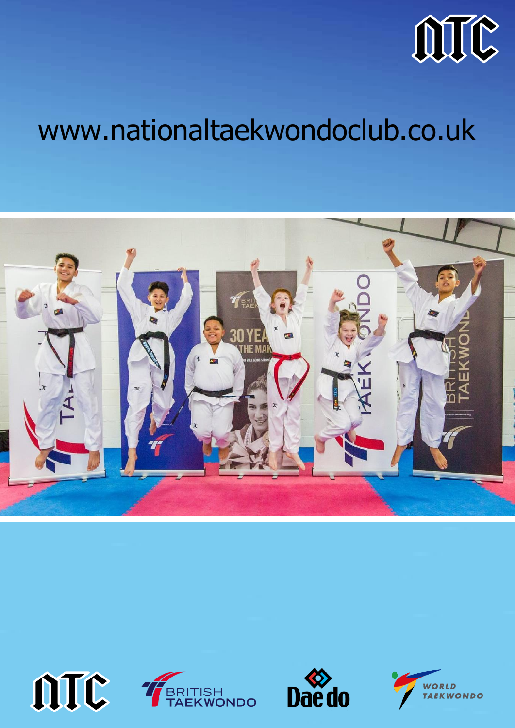www.nationaltaekwondoclub.co.uk